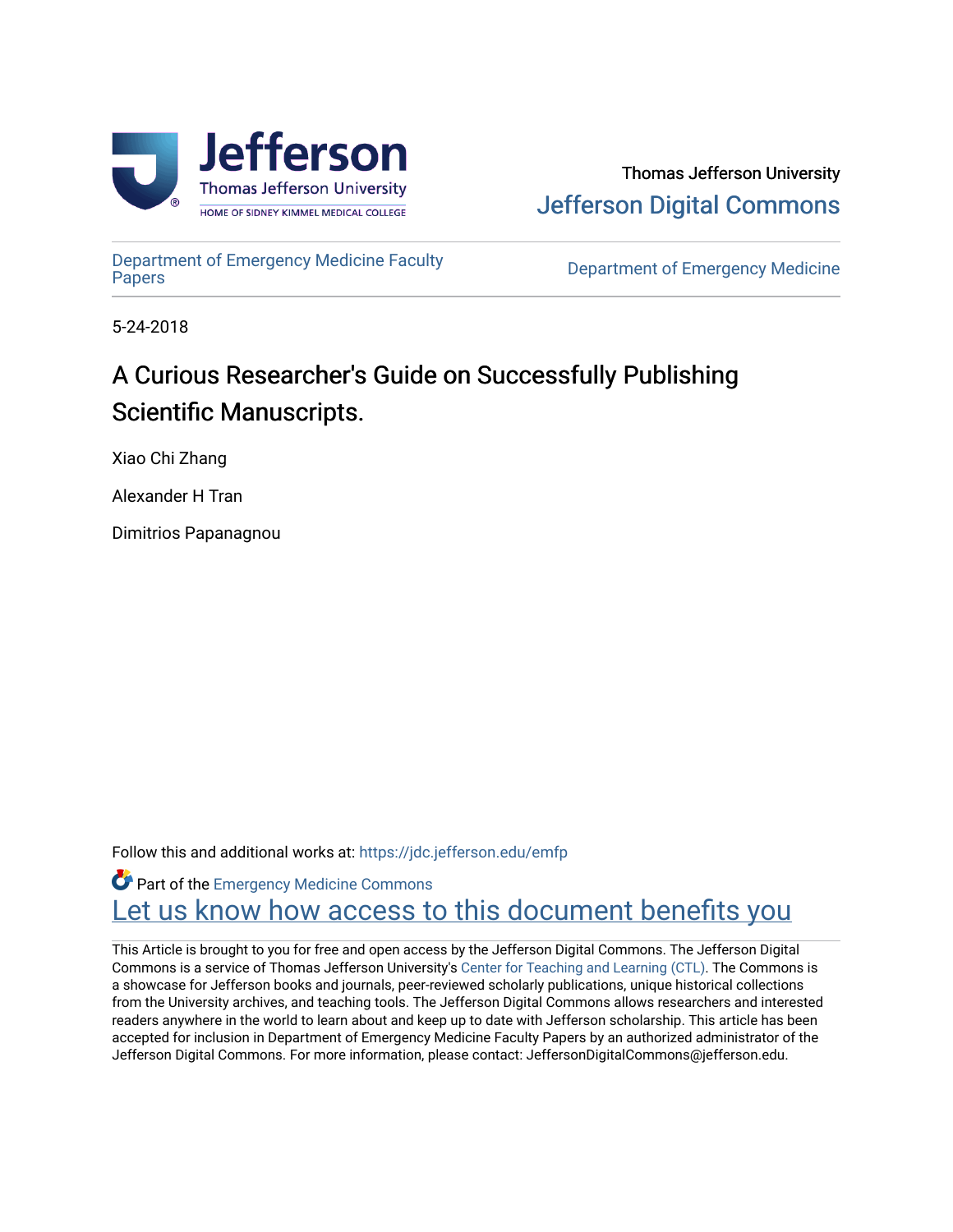Thomas Jefferson University

Jefferson Digital Commons

Department of Emergency Medicine Faculty Papers

Department of Emergency Medicine

5-24-2018

# A Curious Researcher's Guide on Successfully Publishing Scientific Manuscripts.

Xiao Chi Zhang

Alexander H Tran

Dimitrios Papanagnou

Follow this and additional works at: https://jdc.jefferson.edu/emfp

Part of the Emergency Medicine Commons

Let us know how access to this document benefits you

This Article is brought to you for free and open access by the Jefferson Digital Commons. The Jefferson Digital Commons is a service of Thomas Jefferson University's Center for Teaching and Learning (CTL). The Commons is a showcase for Jefferson books and journals, peer-reviewed scholarly publications, unique historical collections from the University archives, and teaching tools. The Jefferson Digital Commons allows researchers and interested readers anywhere in the world to learn about and keep up to date with Jefferson scholarship. This article has been accepted for inclusion in Department of Emergency Medicine Faculty Papers by an authorized administrator of the Jefferson Digital Commons. For more information, please contact: JeffersonDigitalCommons@jefferson.edu.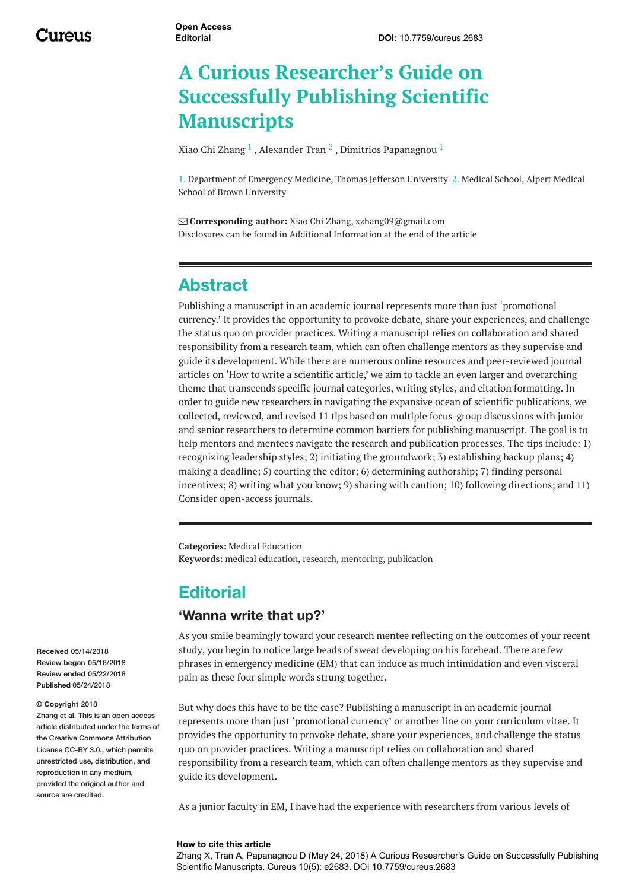# A Curious Researcher's Guide on Successfully Publishing Scientific Manuscripts

Xiao Chi Zhang [1] , Alexander Tran [2] , Dimitrios Papanagnou [1]

1. Department of Emergency Medicine, Thomas Jefferson University 2. Medical School, Alpert Medical School of Brown University

**Corresponding author:** Xiao Chi Zhang, xzhang09@gmail.com
Disclosures can be found in Additional Information at the end of the article

## Abstract

Publishing a manuscript in an academic journal represents more than just 'promotional currency.' It provides the opportunity to provoke debate, share your experiences, and challenge the status quo on provider practices. Writing a manuscript relies on collaboration and shared responsibility from a research team, which can often challenge mentors as they supervise and guide its development. While there are numerous online resources and peer-reviewed journal articles on 'How to write a scientific article,' we aim to tackle an even larger and overarching theme that transcends specific journal categories, writing styles, and citation formatting. In order to guide new researchers in navigating the expansive ocean of scientific publications, we collected, reviewed, and revised 11 tips based on multiple focus-group discussions with junior and senior researchers to determine common barriers for publishing manuscript. The goal is to help mentors and mentees navigate the research and publication processes. The tips include: 1) recognizing leadership styles; 2) initiating the groundwork; 3) establishing backup plans; 4) making a deadline; 5) courting the editor; 6) determining authorship; 7) finding personal incentives; 8) writing what you know; 9) sharing with caution; 10) following directions; and 11) Consider open-access journals.

**Categories:** Medical Education
**Keywords:** medical education, research, mentoring, publication

**Received** 05/14/2018
**Review began** 05/16/2018
**Review ended** 05/22/2018
**Published** 05/24/2018

**© Copyright** 2018
Zhang et al. This is an open access article distributed under the terms of the Creative Commons Attribution License CC-BY 3.0., which permits unrestricted use, distribution, and reproduction in any medium, provided the original author and source are credited.

## Editorial

### 'Wanna write that up?'

As you smile beamingly toward your research mentee reflecting on the outcomes of your recent study, you begin to notice large beads of sweat developing on his forehead. There are few phrases in emergency medicine (EM) that can induce as much intimidation and even visceral pain as these four simple words strung together.

But why does this have to be the case? Publishing a manuscript in an academic journal represents more than just 'promotional currency' or another line on your curriculum vitae. It provides the opportunity to provoke debate, share your experiences, and challenge the status quo on provider practices. Writing a manuscript relies on collaboration and shared responsibility from a research team, which can often challenge mentors as they supervise and guide its development.

As a junior faculty in EM, I have had the experience with researchers from various levels of

**How to cite this article**
Zhang X, Tran A, Papanagnou D (May 24, 2018) A Curious Researcher's Guide on Successfully Publishing Scientific Manuscripts. Cureus 10(5): e2683. DOI 10.7759/cureus.2683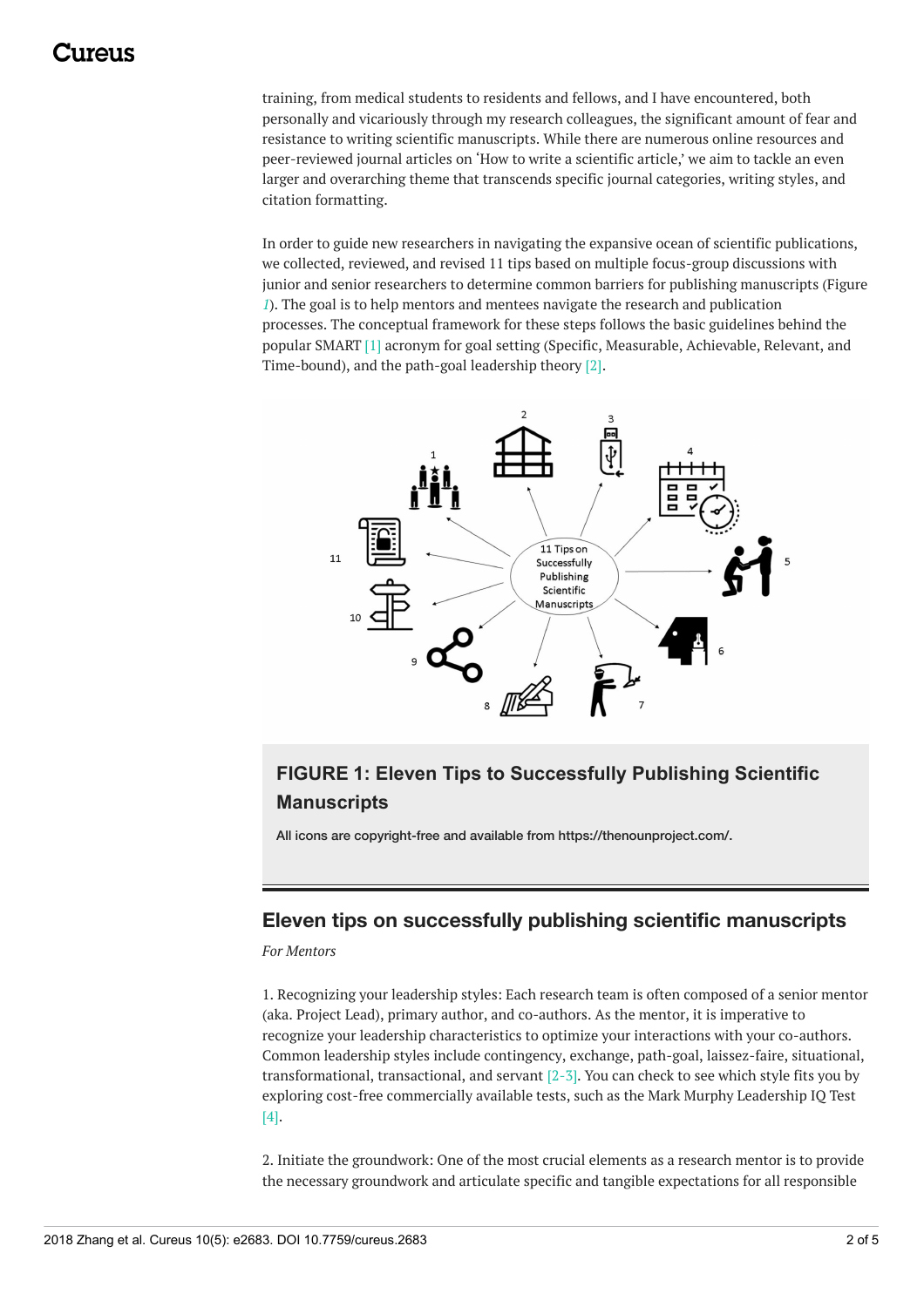training, from medical students to residents and fellows, and I have encountered, both personally and vicariously through my research colleagues, the significant amount of fear and resistance to writing scientific manuscripts. While there are numerous online resources and peer-reviewed journal articles on 'How to write a scientific article,' we aim to tackle an even larger and overarching theme that transcends specific journal categories, writing styles, and citation formatting.

In order to guide new researchers in navigating the expansive ocean of scientific publications, we collected, reviewed, and revised 11 tips based on multiple focus-group discussions with junior and senior researchers to determine common barriers for publishing manuscripts (Figure *1*). The goal is to help mentors and mentees navigate the research and publication processes. The conceptual framework for these steps follows the basic guidelines behind the popular SMART [1] acronym for goal setting (Specific, Measurable, Achievable, Relevant, and Time-bound), and the path-goal leadership theory [2].

**FIGURE 1: Eleven Tips to Successfully Publishing Scientific Manuscripts**

All icons are copyright-free and available from https://thenounproject.com/.

## Eleven tips on successfully publishing scientific manuscripts

*For Mentors*

1. Recognizing your leadership styles: Each research team is often composed of a senior mentor (aka. Project Lead), primary author, and co-authors. As the mentor, it is imperative to recognize your leadership characteristics to optimize your interactions with your co-authors. Common leadership styles include contingency, exchange, path-goal, laissez-faire, situational, transformational, transactional, and servant [2-3]. You can check to see which style fits you by exploring cost-free commercially available tests, such as the Mark Murphy Leadership IQ Test [4].

2. Initiate the groundwork: One of the most crucial elements as a research mentor is to provide the necessary groundwork and articulate specific and tangible expectations for all responsible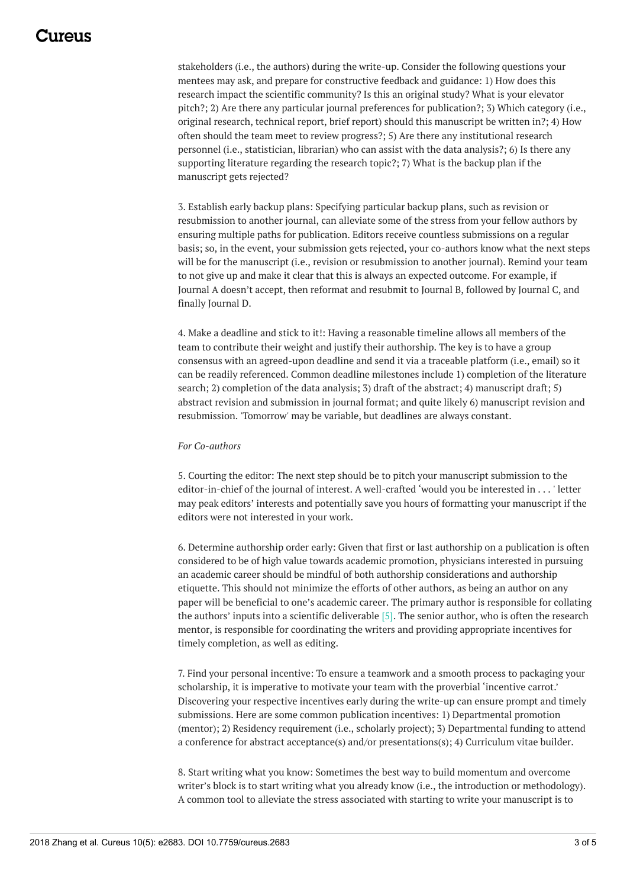stakeholders (i.e., the authors) during the write-up. Consider the following questions your mentees may ask, and prepare for constructive feedback and guidance: 1) How does this research impact the scientific community? Is this an original study? What is your elevator pitch?; 2) Are there any particular journal preferences for publication?; 3) Which category (i.e., original research, technical report, brief report) should this manuscript be written in?; 4) How often should the team meet to review progress?; 5) Are there any institutional research personnel (i.e., statistician, librarian) who can assist with the data analysis?; 6) Is there any supporting literature regarding the research topic?; 7) What is the backup plan if the manuscript gets rejected?

3. Establish early backup plans: Specifying particular backup plans, such as revision or resubmission to another journal, can alleviate some of the stress from your fellow authors by ensuring multiple paths for publication. Editors receive countless submissions on a regular basis; so, in the event, your submission gets rejected, your co-authors know what the next steps will be for the manuscript (i.e., revision or resubmission to another journal). Remind your team to not give up and make it clear that this is always an expected outcome. For example, if Journal A doesn't accept, then reformat and resubmit to Journal B, followed by Journal C, and finally Journal D.

4. Make a deadline and stick to it!: Having a reasonable timeline allows all members of the team to contribute their weight and justify their authorship. The key is to have a group consensus with an agreed-upon deadline and send it via a traceable platform (i.e., email) so it can be readily referenced. Common deadline milestones include 1) completion of the literature search; 2) completion of the data analysis; 3) draft of the abstract; 4) manuscript draft; 5) abstract revision and submission in journal format; and quite likely 6) manuscript revision and resubmission. 'Tomorrow' may be variable, but deadlines are always constant.

*For Co-authors*

5. Courting the editor: The next step should be to pitch your manuscript submission to the editor-in-chief of the journal of interest. A well-crafted 'would you be interested in . . . ' letter may peak editors' interests and potentially save you hours of formatting your manuscript if the editors were not interested in your work.

6. Determine authorship order early: Given that first or last authorship on a publication is often considered to be of high value towards academic promotion, physicians interested in pursuing an academic career should be mindful of both authorship considerations and authorship etiquette. This should not minimize the efforts of other authors, as being an author on any paper will be beneficial to one's academic career. The primary author is responsible for collating the authors' inputs into a scientific deliverable [5]. The senior author, who is often the research mentor, is responsible for coordinating the writers and providing appropriate incentives for timely completion, as well as editing.

7. Find your personal incentive: To ensure a teamwork and a smooth process to packaging your scholarship, it is imperative to motivate your team with the proverbial 'incentive carrot.' Discovering your respective incentives early during the write-up can ensure prompt and timely submissions. Here are some common publication incentives: 1) Departmental promotion (mentor); 2) Residency requirement (i.e., scholarly project); 3) Departmental funding to attend a conference for abstract acceptance(s) and/or presentations(s); 4) Curriculum vitae builder.

8. Start writing what you know: Sometimes the best way to build momentum and overcome writer's block is to start writing what you already know (i.e., the introduction or methodology). A common tool to alleviate the stress associated with starting to write your manuscript is to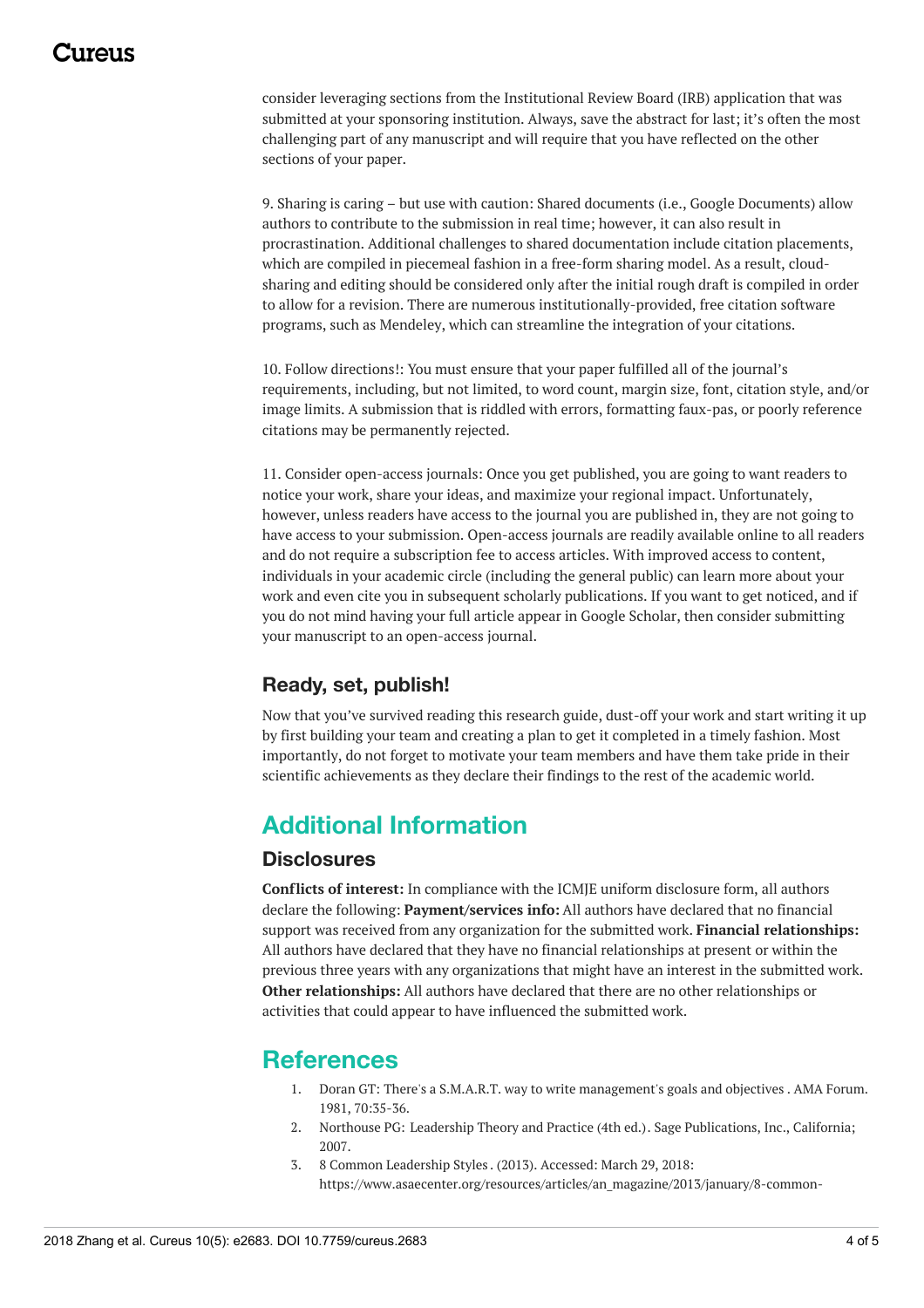consider leveraging sections from the Institutional Review Board (IRB) application that was submitted at your sponsoring institution. Always, save the abstract for last; it's often the most challenging part of any manuscript and will require that you have reflected on the other sections of your paper.

9. Sharing is caring – but use with caution: Shared documents (i.e., Google Documents) allow authors to contribute to the submission in real time; however, it can also result in procrastination. Additional challenges to shared documentation include citation placements, which are compiled in piecemeal fashion in a free-form sharing model. As a result, cloud-sharing and editing should be considered only after the initial rough draft is compiled in order to allow for a revision. There are numerous institutionally-provided, free citation software programs, such as Mendeley, which can streamline the integration of your citations.

10. Follow directions!: You must ensure that your paper fulfilled all of the journal's requirements, including, but not limited, to word count, margin size, font, citation style, and/or image limits. A submission that is riddled with errors, formatting faux-pas, or poorly reference citations may be permanently rejected.

11. Consider open-access journals: Once you get published, you are going to want readers to notice your work, share your ideas, and maximize your regional impact. Unfortunately, however, unless readers have access to the journal you are published in, they are not going to have access to your submission. Open-access journals are readily available online to all readers and do not require a subscription fee to access articles. With improved access to content, individuals in your academic circle (including the general public) can learn more about your work and even cite you in subsequent scholarly publications. If you want to get noticed, and if you do not mind having your full article appear in Google Scholar, then consider submitting your manuscript to an open-access journal.

### Ready, set, publish!

Now that you've survived reading this research guide, dust-off your work and start writing it up by first building your team and creating a plan to get it completed in a timely fashion. Most importantly, do not forget to motivate your team members and have them take pride in their scientific achievements as they declare their findings to the rest of the academic world.

## Additional Information

### Disclosures

**Conflicts of interest:** In compliance with the ICMJE uniform disclosure form, all authors declare the following: **Payment/services info:** All authors have declared that no financial support was received from any organization for the submitted work. **Financial relationships:** All authors have declared that they have no financial relationships at present or within the previous three years with any organizations that might have an interest in the submitted work. **Other relationships:** All authors have declared that there are no other relationships or activities that could appear to have influenced the submitted work.

## References

1. Doran GT: There's a S.M.A.R.T. way to write management's goals and objectives . AMA Forum. 1981, 70:35-36.
2. Northouse PG: Leadership Theory and Practice (4th ed.). Sage Publications, Inc., California; 2007.
3. 8 Common Leadership Styles . (2013). Accessed: March 29, 2018: https://www.asaecenter.org/resources/articles/an_magazine/2013/january/8-common-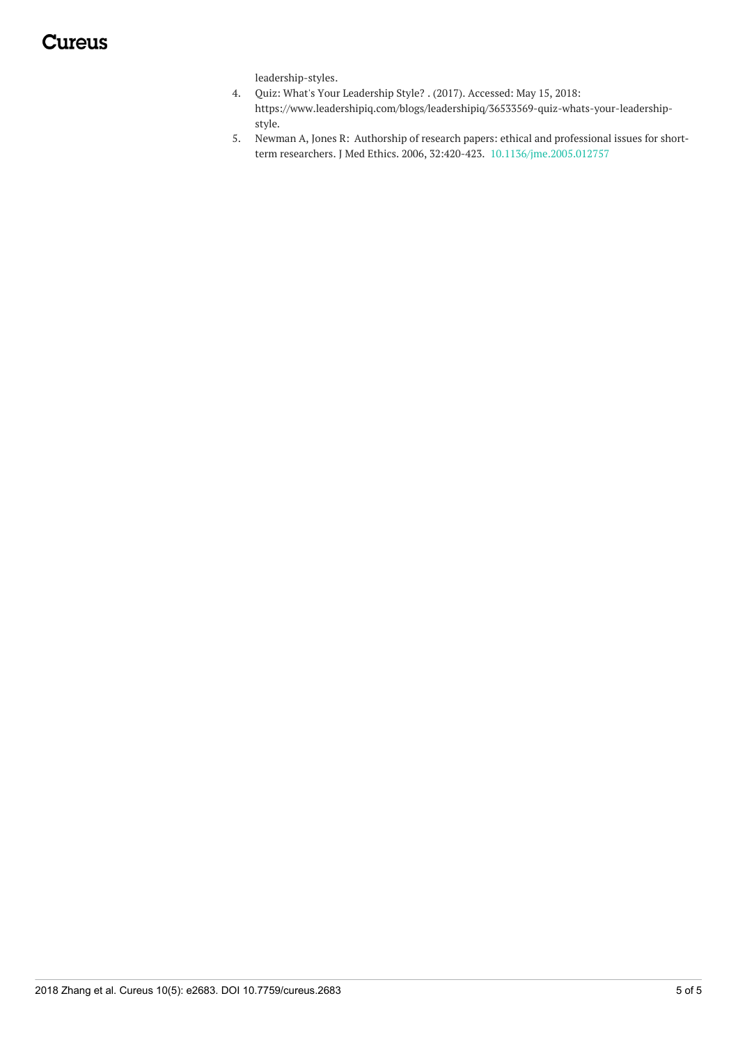leadership-styles.

4. Quiz: What's Your Leadership Style? . (2017). Accessed: May 15, 2018: https://www.leadershipiq.com/blogs/leadershipiq/36533569-quiz-whats-your-leadership-style.
5. Newman A, Jones R: Authorship of research papers: ethical and professional issues for short-term researchers. J Med Ethics. 2006, 32:420-423. 10.1136/jme.2005.012757